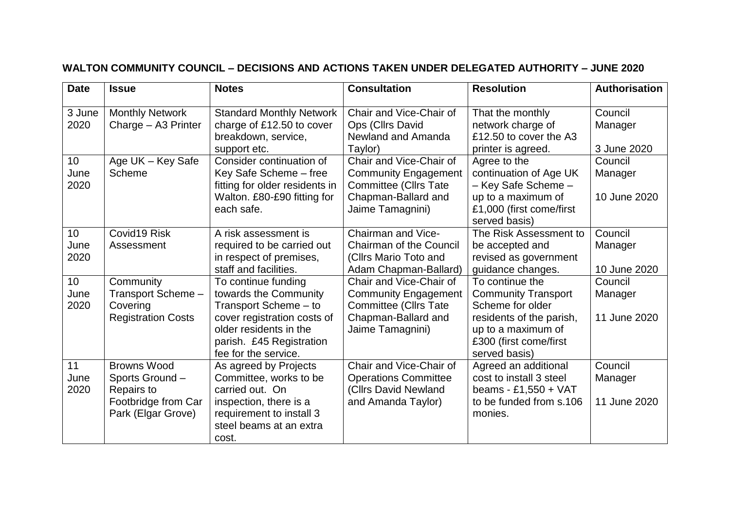## WALTON COMMUNITY COUNCIL – DECISIONS AND ACTIONS TAKEN UNDER DELEGATED AUTHORITY – JUNE 2020

| Date | Issue | Notes | Consultation | Resolution | Authorisation |
|---|---|---|---|---|---|
| 3 June 2020 | Monthly Network Charge – A3 Printer | Standard Monthly Network charge of £12.50 to cover breakdown, service, support etc. | Chair and Vice-Chair of Ops (Cllrs David Newland and Amanda Taylor) | That the monthly network charge of £12.50 to cover the A3 printer is agreed. | Council Manager 3 June 2020 |
| 10 June 2020 | Age UK – Key Safe Scheme | Consider continuation of Key Safe Scheme – free fitting for older residents in Walton. £80-£90 fitting for each safe. | Chair and Vice-Chair of Community Engagement Committee (Cllrs Tate Chapman-Ballard and Jaime Tamagnini) | Agree to the continuation of Age UK – Key Safe Scheme – up to a maximum of £1,000 (first come/first served basis) | Council Manager 10 June 2020 |
| 10 June 2020 | Covid19 Risk Assessment | A risk assessment is required to be carried out in respect of premises, staff and facilities. | Chairman and Vice-Chairman of the Council (Cllrs Mario Toto and Adam Chapman-Ballard) | The Risk Assessment to be accepted and revised as government guidance changes. | Council Manager 10 June 2020 |
| 10 June 2020 | Community Transport Scheme – Covering Registration Costs | To continue funding towards the Community Transport Scheme – to cover registration costs of older residents in the parish. £45 Registration fee for the service. | Chair and Vice-Chair of Community Engagement Committee (Cllrs Tate Chapman-Ballard and Jaime Tamagnini) | To continue the Community Transport Scheme for older residents of the parish, up to a maximum of £300 (first come/first served basis) | Council Manager 11 June 2020 |
| 11 June 2020 | Browns Wood Sports Ground – Repairs to Footbridge from Car Park (Elgar Grove) | As agreed by Projects Committee, works to be carried out. On inspection, there is a requirement to install 3 steel beams at an extra cost. | Chair and Vice-Chair of Operations Committee (Cllrs David Newland and Amanda Taylor) | Agreed an additional cost to install 3 steel beams - £1,550 + VAT to be funded from s.106 monies. | Council Manager 11 June 2020 |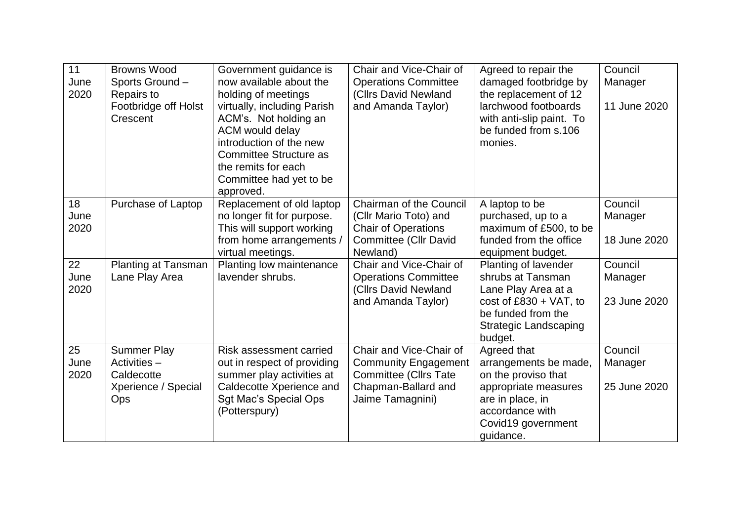| 11 June 2020 | Browns Wood Sports Ground – Repairs to Footbridge off Holst Crescent | Government guidance is now available about the holding of meetings virtually, including Parish ACM's. Not holding an ACM would delay introduction of the new Committee Structure as the remits for each Committee had yet to be approved. | Chair and Vice-Chair of Operations Committee (Cllrs David Newland and Amanda Taylor) | Agreed to repair the damaged footbridge by the replacement of 12 larchwood footboards with anti-slip paint. To be funded from s.106 monies. | Council Manager<br><br>11 June 2020 |
|---|---|---|---|---|---|
| 18 June 2020 | Purchase of Laptop | Replacement of old laptop no longer fit for purpose. This will support working from home arrangements / virtual meetings. | Chairman of the Council (Cllr Mario Toto) and Chair of Operations Committee (Cllr David Newland) | A laptop to be purchased, up to a maximum of £500, to be funded from the office equipment budget. | Council Manager<br><br>18 June 2020 |
| 22 June 2020 | Planting at Tansman Lane Play Area | Planting low maintenance lavender shrubs. | Chair and Vice-Chair of Operations Committee (Cllrs David Newland and Amanda Taylor) | Planting of lavender shrubs at Tansman Lane Play Area at a cost of £830 + VAT, to be funded from the Strategic Landscaping budget. | Council Manager<br><br>23 June 2020 |
| 25 June 2020 | Summer Play Activities – Caldecotte Xperience / Special Ops | Risk assessment carried out in respect of providing summer play activities at Caldecotte Xperience and Sgt Mac's Special Ops (Potterspury) | Chair and Vice-Chair of Community Engagement Committee (Cllrs Tate Chapman-Ballard and Jaime Tamagnini) | Agreed that arrangements be made, on the proviso that appropriate measures are in place, in accordance with Covid19 government guidance. | Council Manager<br><br>25 June 2020 |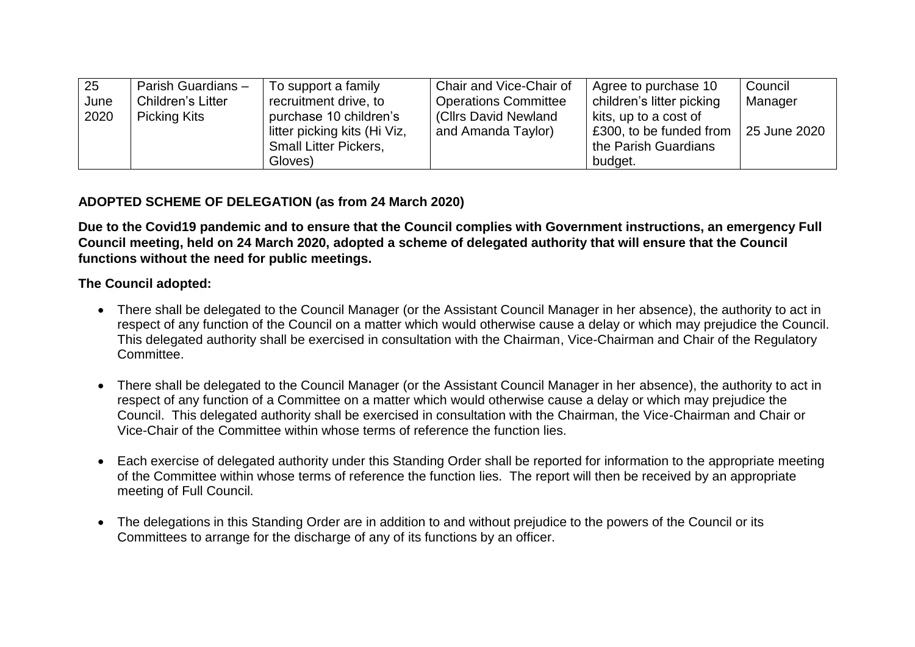| | | | | | |
|---|---|---|---|---|---|
| 25 June 2020 | Parish Guardians – Children's Litter Picking Kits | To support a family recruitment drive, to purchase 10 children's litter picking kits (Hi Viz, Small Litter Pickers, Gloves) | Chair and Vice-Chair of Operations Committee (Cllrs David Newland and Amanda Taylor) | Agree to purchase 10 children's litter picking kits, up to a cost of £300, to be funded from the Parish Guardians budget. | Council Manager 25 June 2020 |

**ADOPTED SCHEME OF DELEGATION (as from 24 March 2020)**

**Due to the Covid19 pandemic and to ensure that the Council complies with Government instructions, an emergency Full Council meeting, held on 24 March 2020, adopted a scheme of delegated authority that will ensure that the Council functions without the need for public meetings.**

**The Council adopted:**

- There shall be delegated to the Council Manager (or the Assistant Council Manager in her absence), the authority to act in respect of any function of the Council on a matter which would otherwise cause a delay or which may prejudice the Council. This delegated authority shall be exercised in consultation with the Chairman, Vice-Chairman and Chair of the Regulatory Committee.

- There shall be delegated to the Council Manager (or the Assistant Council Manager in her absence), the authority to act in respect of any function of a Committee on a matter which would otherwise cause a delay or which may prejudice the Council. This delegated authority shall be exercised in consultation with the Chairman, the Vice-Chairman and Chair or Vice-Chair of the Committee within whose terms of reference the function lies.

- Each exercise of delegated authority under this Standing Order shall be reported for information to the appropriate meeting of the Committee within whose terms of reference the function lies. The report will then be received by an appropriate meeting of Full Council.

- The delegations in this Standing Order are in addition to and without prejudice to the powers of the Council or its Committees to arrange for the discharge of any of its functions by an officer.